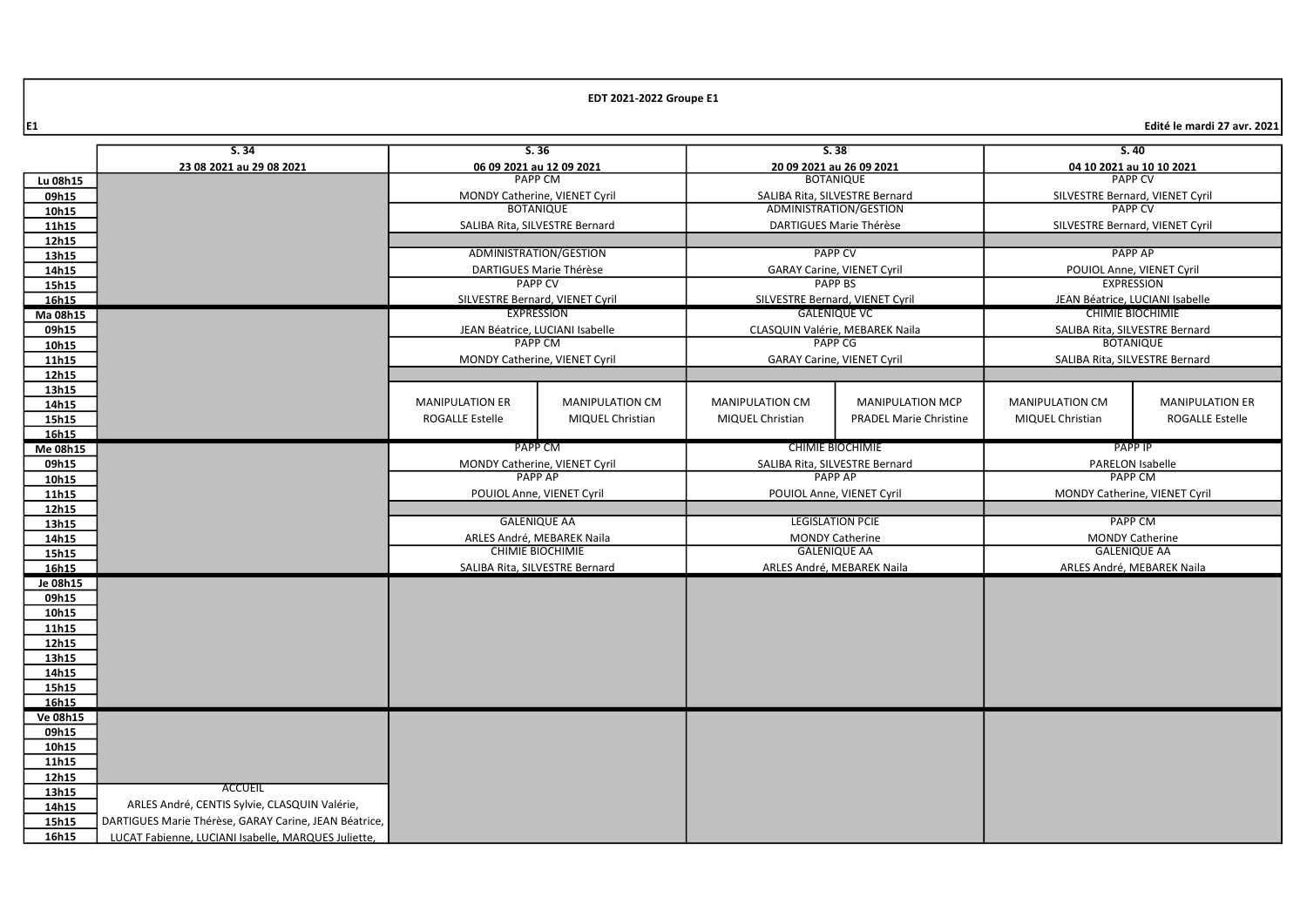**EDT 2021-2022 Groupe E1**

E1 — Edité le mardi 27 avr. 2021

| | S. 34 | S. 36 | | S. 38 | | S. 40 | |
|---|---|---|---|---|---|---|---|
| | 23 08 2021 au 29 08 2021 | 06 09 2021 au 12 09 2021 | | 20 09 2021 au 26 09 2021 | | 04 10 2021 au 10 10 2021 | |
| Lu 08h15 | | PAPP CM | | BOTANIQUE | | PAPP CV | |
| 09h15 | | MONDY Catherine, VIENET Cyril | | SALIBA Rita, SILVESTRE Bernard | | SILVESTRE Bernard, VIENET Cyril | |
| 10h15 | | BOTANIQUE | | ADMINISTRATION/GESTION | | PAPP CV | |
| 11h15 | | SALIBA Rita, SILVESTRE Bernard | | DARTIGUES Marie Thérèse | | SILVESTRE Bernard, VIENET Cyril | |
| 12h15 | | | | | | | |
| 13h15 | | ADMINISTRATION/GESTION | | PAPP CV | | PAPP AP | |
| 14h15 | | DARTIGUES Marie Thérèse | | GARAY Carine, VIENET Cyril | | POUIOL Anne, VIENET Cyril | |
| 15h15 | | PAPP CV | | PAPP BS | | EXPRESSION | |
| 16h15 | | SILVESTRE Bernard, VIENET Cyril | | SILVESTRE Bernard, VIENET Cyril | | JEAN Béatrice, LUCIANI Isabelle | |
| Ma 08h15 | | EXPRESSION | | GALENIQUE VC | | CHIMIE BIOCHIMIE | |
| 09h15 | | JEAN Béatrice, LUCIANI Isabelle | | CLASQUIN Valérie, MEBAREK Naila | | SALIBA Rita, SILVESTRE Bernard | |
| 10h15 | | PAPP CM | | PAPP CG | | BOTANIQUE | |
| 11h15 | | MONDY Catherine, VIENET Cyril | | GARAY Carine, VIENET Cyril | | SALIBA Rita, SILVESTRE Bernard | |
| 12h15 | | | | | | | |
| 13h15 | | | | | | | |
| 14h15 | | MANIPULATION ER | MANIPULATION CM | MANIPULATION CM | MANIPULATION MCP | MANIPULATION CM | MANIPULATION ER |
| 15h15 | | ROGALLE Estelle | MIQUEL Christian | MIQUEL Christian | PRADEL Marie Christine | MIQUEL Christian | ROGALLE Estelle |
| 16h15 | | | | | | | |
| Me 08h15 | | PAPP CM | | CHIMIE BIOCHIMIE | | PAPP IP | |
| 09h15 | | MONDY Catherine, VIENET Cyril | | SALIBA Rita, SILVESTRE Bernard | | PARELON Isabelle | |
| 10h15 | | PAPP AP | | PAPP AP | | PAPP CM | |
| 11h15 | | POUIOL Anne, VIENET Cyril | | POUIOL Anne, VIENET Cyril | | MONDY Catherine, VIENET Cyril | |
| 12h15 | | | | | | | |
| 13h15 | | GALENIQUE AA | | LEGISLATION PCIE | | PAPP CM | |
| 14h15 | | ARLES André, MEBAREK Naila | | MONDY Catherine | | MONDY Catherine | |
| 15h15 | | CHIMIE BIOCHIMIE | | GALENIQUE AA | | GALENIQUE AA | |
| 16h15 | | SALIBA Rita, SILVESTRE Bernard | | ARLES André, MEBAREK Naila | | ARLES André, MEBAREK Naila | |
| Je 08h15 | | | | | | | |
| 09h15 | | | | | | | |
| 10h15 | | | | | | | |
| 11h15 | | | | | | | |
| 12h15 | | | | | | | |
| 13h15 | | | | | | | |
| 14h15 | | | | | | | |
| 15h15 | | | | | | | |
| 16h15 | | | | | | | |
| Ve 08h15 | | | | | | | |
| 09h15 | | | | | | | |
| 10h15 | | | | | | | |
| 11h15 | | | | | | | |
| 12h15 | | | | | | | |
| 13h15 | ACCUEIL | | | | | | |
| 14h15 | ARLES André, CENTIS Sylvie, CLASQUIN Valérie, | | | | | | |
| 15h15 | DARTIGUES Marie Thérèse, GARAY Carine, JEAN Béatrice, | | | | | | |
| 16h15 | LUCAT Fabienne, LUCIANI Isabelle, MARQUES Juliette, | | | | | | |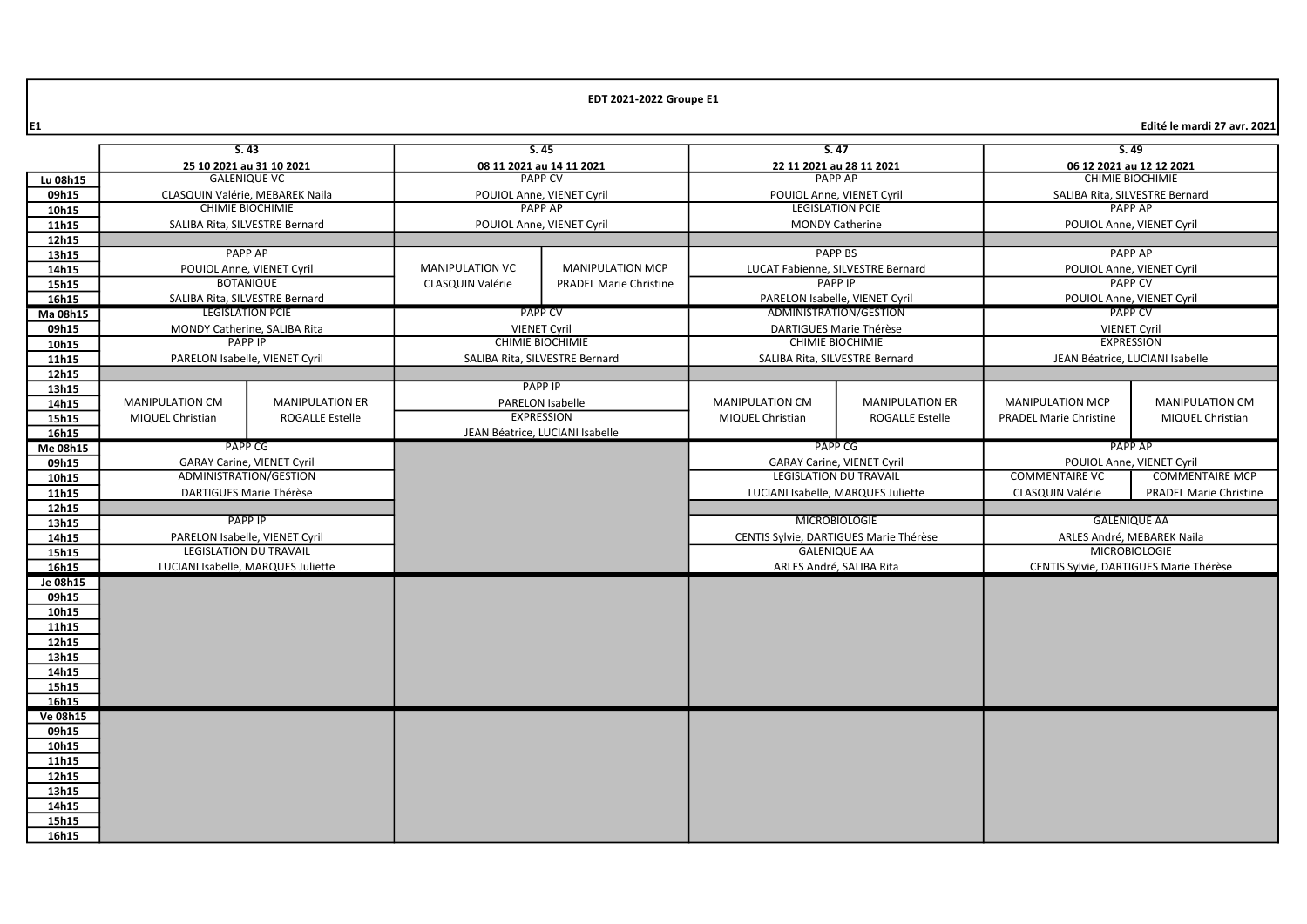**EDT 2021-2022 Groupe E1**

**E1** — **Edité le mardi 27 avr. 2021**

| | S. 43 | | S. 45 | | S. 47 | | S. 49 | |
|---|---|---|---|---|---|---|---|---|
| | 25 10 2021 au 31 10 2021 | | 08 11 2021 au 14 11 2021 | | 22 11 2021 au 28 11 2021 | | 06 12 2021 au 12 12 2021 | |
| Lu 08h15 | GALENIQUE VC | | PAPP CV | | PAPP AP | | CHIMIE BIOCHIMIE | |
| 09h15 | CLASQUIN Valérie, MEBAREK Naila | | POUIOL Anne, VIENET Cyril | | POUIOL Anne, VIENET Cyril | | SALIBA Rita, SILVESTRE Bernard | |
| 10h15 | CHIMIE BIOCHIMIE | | PAPP AP | | LEGISLATION PCIE | | PAPP AP | |
| 11h15 | SALIBA Rita, SILVESTRE Bernard | | POUIOL Anne, VIENET Cyril | | MONDY Catherine | | POUIOL Anne, VIENET Cyril | |
| 12h15 | | | | | | | | |
| 13h15 | PAPP AP | | | | PAPP BS | | PAPP AP | |
| 14h15 | POUIOL Anne, VIENET Cyril | | MANIPULATION VC | MANIPULATION MCP | LUCAT Fabienne, SILVESTRE Bernard | | POUIOL Anne, VIENET Cyril | |
| 15h15 | BOTANIQUE | | CLASQUIN Valérie | PRADEL Marie Christine | PAPP IP | | PAPP CV | |
| 16h15 | SALIBA Rita, SILVESTRE Bernard | | | | PARELON Isabelle, VIENET Cyril | | POUIOL Anne, VIENET Cyril | |
| Ma 08h15 | LEGISLATION PCIE | | PAPP CV | | ADMINISTRATION/GESTION | | PAPP CV | |
| 09h15 | MONDY Catherine, SALIBA Rita | | VIENET Cyril | | DARTIGUES Marie Thérèse | | VIENET Cyril | |
| 10h15 | PAPP IP | | CHIMIE BIOCHIMIE | | CHIMIE BIOCHIMIE | | EXPRESSION | |
| 11h15 | PARELON Isabelle, VIENET Cyril | | SALIBA Rita, SILVESTRE Bernard | | SALIBA Rita, SILVESTRE Bernard | | JEAN Béatrice, LUCIANI Isabelle | |
| 12h15 | | | | | | | | |
| 13h15 | | | PAPP IP | | | | | |
| 14h15 | MANIPULATION CM | MANIPULATION ER | PARELON Isabelle | | MANIPULATION CM | MANIPULATION ER | MANIPULATION MCP | MANIPULATION CM |
| 15h15 | MIQUEL Christian | ROGALLE Estelle | EXPRESSION | | MIQUEL Christian | ROGALLE Estelle | PRADEL Marie Christine | MIQUEL Christian |
| 16h15 | | | JEAN Béatrice, LUCIANI Isabelle | | | | | |
| Me 08h15 | PAPP CG | | | | PAPP CG | | PAPP AP | |
| 09h15 | GARAY Carine, VIENET Cyril | | | | GARAY Carine, VIENET Cyril | | POUIOL Anne, VIENET Cyril | |
| 10h15 | ADMINISTRATION/GESTION | | | | LEGISLATION DU TRAVAIL | | COMMENTAIRE VC | COMMENTAIRE MCP |
| 11h15 | DARTIGUES Marie Thérèse | | | | LUCIANI Isabelle, MARQUES Juliette | | CLASQUIN Valérie | PRADEL Marie Christine |
| 12h15 | | | | | | | | |
| 13h15 | PAPP IP | | | | MICROBIOLOGIE | | GALENIQUE AA | |
| 14h15 | PARELON Isabelle, VIENET Cyril | | | | CENTIS Sylvie, DARTIGUES Marie Thérèse | | ARLES André, MEBAREK Naila | |
| 15h15 | LEGISLATION DU TRAVAIL | | | | GALENIQUE AA | | MICROBIOLOGIE | |
| 16h15 | LUCIANI Isabelle, MARQUES Juliette | | | | ARLES André, SALIBA Rita | | CENTIS Sylvie, DARTIGUES Marie Thérèse | |
| Je 08h15 | | | | | | | | |
| 09h15 | | | | | | | | |
| 10h15 | | | | | | | | |
| 11h15 | | | | | | | | |
| 12h15 | | | | | | | | |
| 13h15 | | | | | | | | |
| 14h15 | | | | | | | | |
| 15h15 | | | | | | | | |
| 16h15 | | | | | | | | |
| Ve 08h15 | | | | | | | | |
| 09h15 | | | | | | | | |
| 10h15 | | | | | | | | |
| 11h15 | | | | | | | | |
| 12h15 | | | | | | | | |
| 13h15 | | | | | | | | |
| 14h15 | | | | | | | | |
| 15h15 | | | | | | | | |
| 16h15 | | | | | | | | |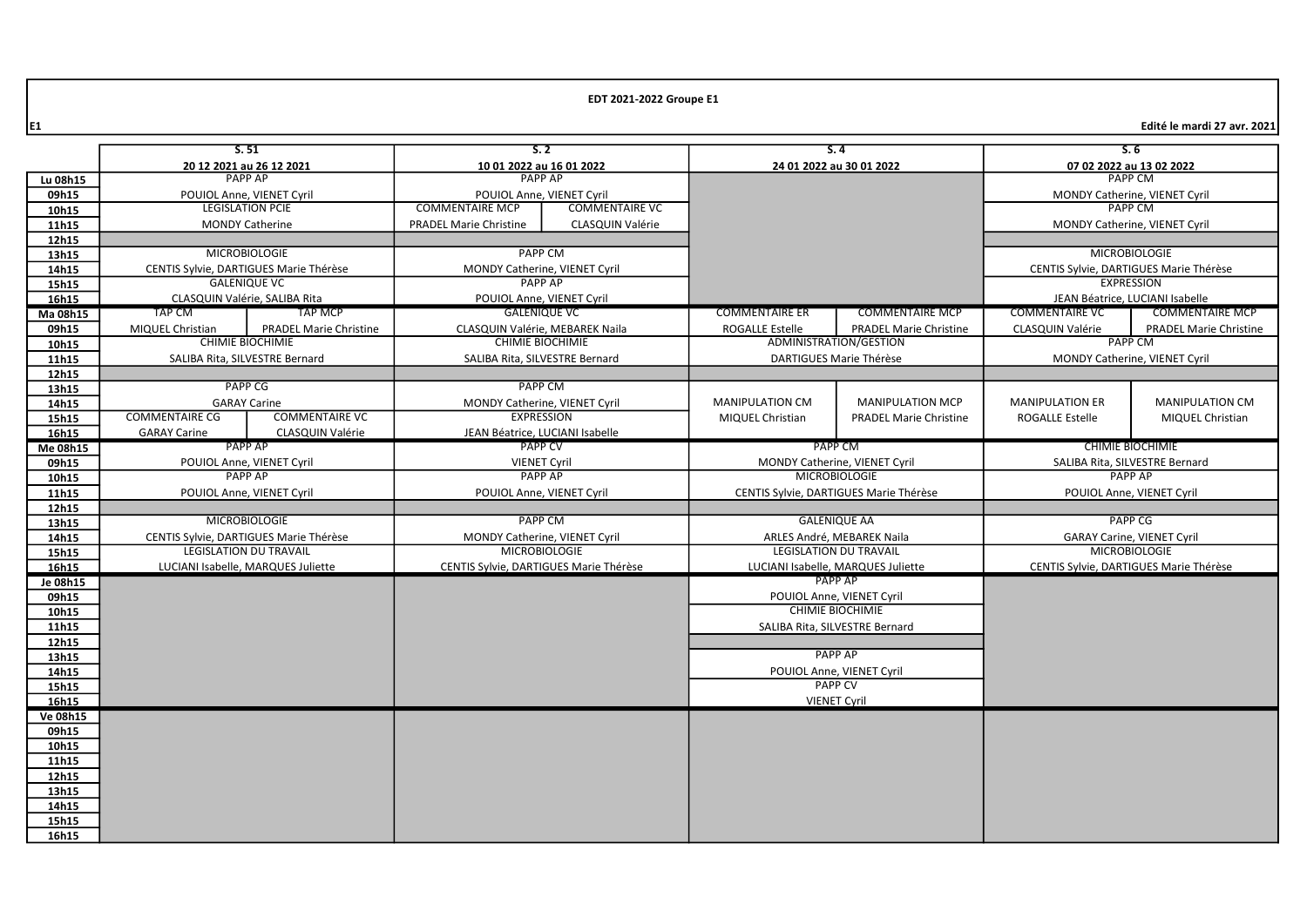**EDT 2021-2022 Groupe E1**

E1

**Edité le mardi 27 avr. 2021**

| | S. 51 | | S. 2 | | S. 4 | | S. 6 | |
|---|---|---|---|---|---|---|---|---|
| | 20 12 2021 au 26 12 2021 | | 10 01 2022 au 16 01 2022 | | 24 01 2022 au 30 01 2022 | | 07 02 2022 au 13 02 2022 | |
| Lu 08h15 | PAPP AP | | PAPP AP | | | | PAPP CM | |
| 09h15 | POUIOL Anne, VIENET Cyril | | POUIOL Anne, VIENET Cyril | | | | MONDY Catherine, VIENET Cyril | |
| 10h15 | LEGISLATION PCIE | | COMMENTAIRE MCP | COMMENTAIRE VC | | | PAPP CM | |
| 11h15 | MONDY Catherine | | PRADEL Marie Christine | CLASQUIN Valérie | | | MONDY Catherine, VIENET Cyril | |
| 12h15 | | | | | | | | |
| 13h15 | MICROBIOLOGIE | | PAPP CM | | | | MICROBIOLOGIE | |
| 14h15 | CENTIS Sylvie, DARTIGUES Marie Thérèse | | MONDY Catherine, VIENET Cyril | | | | CENTIS Sylvie, DARTIGUES Marie Thérèse | |
| 15h15 | GALENIQUE VC | | PAPP AP | | | | EXPRESSION | |
| 16h15 | CLASQUIN Valérie, SALIBA Rita | | POUIOL Anne, VIENET Cyril | | | | JEAN Béatrice, LUCIANI Isabelle | |
| Ma 08h15 | TAP CM | TAP MCP | GALENIQUE VC | | COMMENTAIRE ER | COMMENTAIRE MCP | COMMENTAIRE VC | COMMENTAIRE MCP |
| 09h15 | MIQUEL Christian | PRADEL Marie Christine | CLASQUIN Valérie, MEBAREK Naila | | ROGALLE Estelle | PRADEL Marie Christine | CLASQUIN Valérie | PRADEL Marie Christine |
| 10h15 | CHIMIE BIOCHIMIE | | CHIMIE BIOCHIMIE | | ADMINISTRATION/GESTION | | PAPP CM | |
| 11h15 | SALIBA Rita, SILVESTRE Bernard | | SALIBA Rita, SILVESTRE Bernard | | DARTIGUES Marie Thérèse | | MONDY Catherine, VIENET Cyril | |
| 12h15 | | | | | | | | |
| 13h15 | PAPP CG | | PAPP CM | | | | | |
| 14h15 | GARAY Carine | | MONDY Catherine, VIENET Cyril | | MANIPULATION CM | MANIPULATION MCP | MANIPULATION ER | MANIPULATION CM |
| 15h15 | COMMENTAIRE CG | COMMENTAIRE VC | EXPRESSION | | MIQUEL Christian | PRADEL Marie Christine | ROGALLE Estelle | MIQUEL Christian |
| 16h15 | GARAY Carine | CLASQUIN Valérie | JEAN Béatrice, LUCIANI Isabelle | | | | | |
| Me 08h15 | PAPP AP | | PAPP CV | | PAPP CM | | CHIMIE BIOCHIMIE | |
| 09h15 | POUIOL Anne, VIENET Cyril | | VIENET Cyril | | MONDY Catherine, VIENET Cyril | | SALIBA Rita, SILVESTRE Bernard | |
| 10h15 | PAPP AP | | PAPP AP | | MICROBIOLOGIE | | PAPP AP | |
| 11h15 | POUIOL Anne, VIENET Cyril | | POUIOL Anne, VIENET Cyril | | CENTIS Sylvie, DARTIGUES Marie Thérèse | | POUIOL Anne, VIENET Cyril | |
| 12h15 | | | | | | | | |
| 13h15 | MICROBIOLOGIE | | PAPP CM | | GALENIQUE AA | | PAPP CG | |
| 14h15 | CENTIS Sylvie, DARTIGUES Marie Thérèse | | MONDY Catherine, VIENET Cyril | | ARLES André, MEBAREK Naila | | GARAY Carine, VIENET Cyril | |
| 15h15 | LEGISLATION DU TRAVAIL | | MICROBIOLOGIE | | LEGISLATION DU TRAVAIL | | MICROBIOLOGIE | |
| 16h15 | LUCIANI Isabelle, MARQUES Juliette | | CENTIS Sylvie, DARTIGUES Marie Thérèse | | LUCIANI Isabelle, MARQUES Juliette | | CENTIS Sylvie, DARTIGUES Marie Thérèse | |
| Je 08h15 | | | | | PAPP AP | | | |
| 09h15 | | | | | POUIOL Anne, VIENET Cyril | | | |
| 10h15 | | | | | CHIMIE BIOCHIMIE | | | |
| 11h15 | | | | | SALIBA Rita, SILVESTRE Bernard | | | |
| 12h15 | | | | | | | | |
| 13h15 | | | | | PAPP AP | | | |
| 14h15 | | | | | POUIOL Anne, VIENET Cyril | | | |
| 15h15 | | | | | PAPP CV | | | |
| 16h15 | | | | | VIENET Cyril | | | |
| Ve 08h15 | | | | | | | | |
| 09h15 | | | | | | | | |
| 10h15 | | | | | | | | |
| 11h15 | | | | | | | | |
| 12h15 | | | | | | | | |
| 13h15 | | | | | | | | |
| 14h15 | | | | | | | | |
| 15h15 | | | | | | | | |
| 16h15 | | | | | | | | |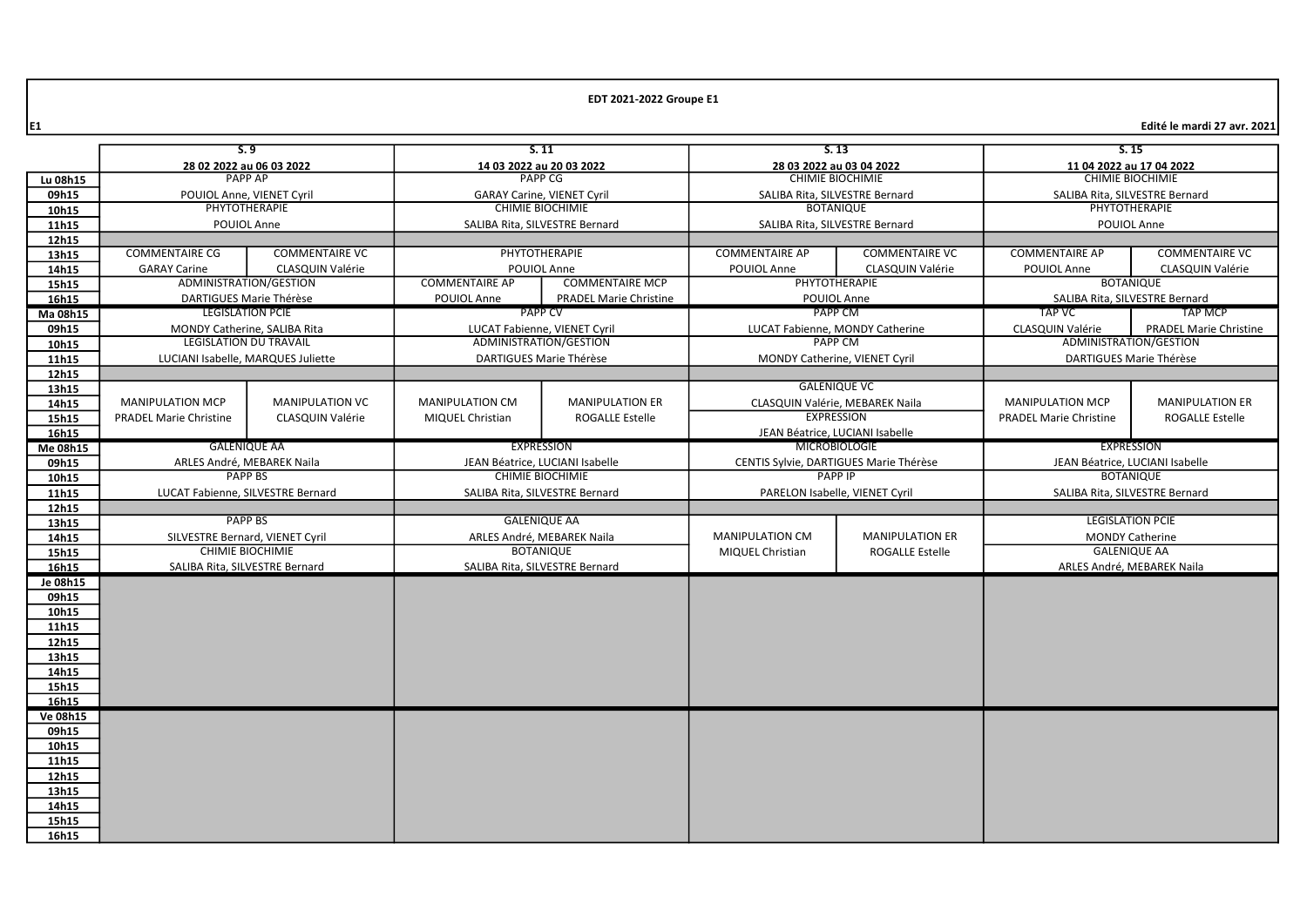**EDT 2021-2022 Groupe E1**

E1

Edité le mardi 27 avr. 2021

| | S. 9 | | S. 11 | | S. 13 | | S. 15 | |
|---|---|---|---|---|---|---|---|---|
| | 28 02 2022 au 06 03 2022 | | 14 03 2022 au 20 03 2022 | | 28 03 2022 au 03 04 2022 | | 11 04 2022 au 17 04 2022 | |
| Lu 08h15 | PAPP AP | | PAPP CG | | CHIMIE BIOCHIMIE | | CHIMIE BIOCHIMIE | |
| 09h15 | POUIOL Anne, VIENET Cyril | | GARAY Carine, VIENET Cyril | | SALIBA Rita, SILVESTRE Bernard | | SALIBA Rita, SILVESTRE Bernard | |
| 10h15 | PHYTOTHERAPIE | | CHIMIE BIOCHIMIE | | BOTANIQUE | | PHYTOTHERAPIE | |
| 11h15 | POUIOL Anne | | SALIBA Rita, SILVESTRE Bernard | | SALIBA Rita, SILVESTRE Bernard | | POUIOL Anne | |
| 12h15 | | | | | | | | |
| 13h15 | COMMENTAIRE CG | COMMENTAIRE VC | PHYTOTHERAPIE | | COMMENTAIRE AP | COMMENTAIRE VC | COMMENTAIRE AP | COMMENTAIRE VC |
| 14h15 | GARAY Carine | CLASQUIN Valérie | POUIOL Anne | | POUIOL Anne | CLASQUIN Valérie | POUIOL Anne | CLASQUIN Valérie |
| 15h15 | ADMINISTRATION/GESTION | | COMMENTAIRE AP | COMMENTAIRE MCP | PHYTOTHERAPIE | | BOTANIQUE | |
| 16h15 | DARTIGUES Marie Thérèse | | POUIOL Anne | PRADEL Marie Christine | POUIOL Anne | | SALIBA Rita, SILVESTRE Bernard | |
| Ma 08h15 | LEGISLATION PCIE | | PAPP CV | | PAPP CM | | TAP VC | TAP MCP |
| 09h15 | MONDY Catherine, SALIBA Rita | | LUCAT Fabienne, VIENET Cyril | | LUCAT Fabienne, MONDY Catherine | | CLASQUIN Valérie | PRADEL Marie Christine |
| 10h15 | LEGISLATION DU TRAVAIL | | ADMINISTRATION/GESTION | | PAPP CM | | ADMINISTRATION/GESTION | |
| 11h15 | LUCIANI Isabelle, MARQUES Juliette | | DARTIGUES Marie Thérèse | | MONDY Catherine, VIENET Cyril | | DARTIGUES Marie Thérèse | |
| 12h15 | | | | | | | | |
| 13h15 | | | | | GALENIQUE VC | | | |
| 14h15 | MANIPULATION MCP | MANIPULATION VC | MANIPULATION CM | MANIPULATION ER | CLASQUIN Valérie, MEBAREK Naila | | MANIPULATION MCP | MANIPULATION ER |
| 15h15 | PRADEL Marie Christine | CLASQUIN Valérie | MIQUEL Christian | ROGALLE Estelle | EXPRESSION | | PRADEL Marie Christine | ROGALLE Estelle |
| 16h15 | | | | | JEAN Béatrice, LUCIANI Isabelle | | | |
| Me 08h15 | GALENIQUE AA | | EXPRESSION | | MICROBIOLOGIE | | EXPRESSION | |
| 09h15 | ARLES André, MEBAREK Naila | | JEAN Béatrice, LUCIANI Isabelle | | CENTIS Sylvie, DARTIGUES Marie Thérèse | | JEAN Béatrice, LUCIANI Isabelle | |
| 10h15 | PAPP BS | | CHIMIE BIOCHIMIE | | PAPP IP | | BOTANIQUE | |
| 11h15 | LUCAT Fabienne, SILVESTRE Bernard | | SALIBA Rita, SILVESTRE Bernard | | PARELON Isabelle, VIENET Cyril | | SALIBA Rita, SILVESTRE Bernard | |
| 12h15 | | | | | | | | |
| 13h15 | PAPP BS | | GALENIQUE AA | | | | LEGISLATION PCIE | |
| 14h15 | SILVESTRE Bernard, VIENET Cyril | | ARLES André, MEBAREK Naila | | MANIPULATION CM | MANIPULATION ER | MONDY Catherine | |
| 15h15 | CHIMIE BIOCHIMIE | | BOTANIQUE | | MIQUEL Christian | ROGALLE Estelle | GALENIQUE AA | |
| 16h15 | SALIBA Rita, SILVESTRE Bernard | | SALIBA Rita, SILVESTRE Bernard | | | | ARLES André, MEBAREK Naila | |
| Je 08h15 | | | | | | | | |
| 09h15 | | | | | | | | |
| 10h15 | | | | | | | | |
| 11h15 | | | | | | | | |
| 12h15 | | | | | | | | |
| 13h15 | | | | | | | | |
| 14h15 | | | | | | | | |
| 15h15 | | | | | | | | |
| 16h15 | | | | | | | | |
| Ve 08h15 | | | | | | | | |
| 09h15 | | | | | | | | |
| 10h15 | | | | | | | | |
| 11h15 | | | | | | | | |
| 12h15 | | | | | | | | |
| 13h15 | | | | | | | | |
| 14h15 | | | | | | | | |
| 15h15 | | | | | | | | |
| 16h15 | | | | | | | | |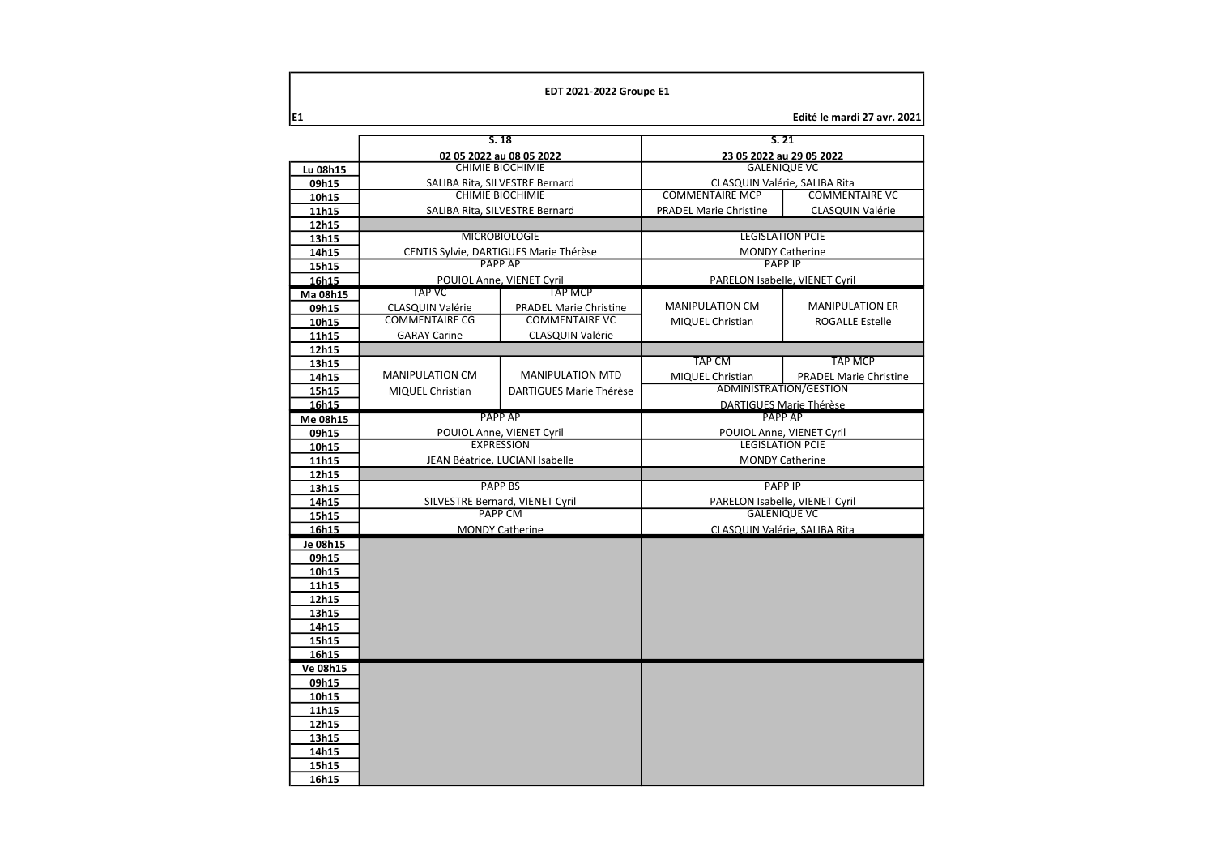**EDT 2021-2022 Groupe E1**

E1

**Edité le mardi 27 avr. 2021**

| | S. 18 | | S. 21 | |
|---|---|---|---|---|
| | 02 05 2022 au 08 05 2022 | | 23 05 2022 au 29 05 2022 | |
| Lu 08h15 | CHIMIE BIOCHIMIE | | GALENIQUE VC | |
| 09h15 | SALIBA Rita, SILVESTRE Bernard | | CLASQUIN Valérie, SALIBA Rita | |
| 10h15 | CHIMIE BIOCHIMIE | | COMMENTAIRE MCP | COMMENTAIRE VC |
| 11h15 | SALIBA Rita, SILVESTRE Bernard | | PRADEL Marie Christine | CLASQUIN Valérie |
| 12h15 | | | | |
| 13h15 | MICROBIOLOGIE | | LEGISLATION PCIE | |
| 14h15 | CENTIS Sylvie, DARTIGUES Marie Thérèse | | MONDY Catherine | |
| 15h15 | PAPP AP | | PAPP IP | |
| 16h15 | POUIOL Anne, VIENET Cyril | | PARELON Isabelle, VIENET Cyril | |
| Ma 08h15 | TAP VC | TAP MCP | MANIPULATION CM | MANIPULATION ER |
| 09h15 | CLASQUIN Valérie | PRADEL Marie Christine | MIQUEL Christian | ROGALLE Estelle |
| 10h15 | COMMENTAIRE CG | COMMENTAIRE VC | | |
| 11h15 | GARAY Carine | CLASQUIN Valérie | | |
| 12h15 | | | | |
| 13h15 | MANIPULATION CM | MANIPULATION MTD | TAP CM | TAP MCP |
| 14h15 | MIQUEL Christian | DARTIGUES Marie Thérèse | MIQUEL Christian | PRADEL Marie Christine |
| 15h15 | | | ADMINISTRATION/GESTION | |
| 16h15 | | | DARTIGUES Marie Thérèse | |
| Me 08h15 | PAPP AP | | PAPP AP | |
| 09h15 | POUIOL Anne, VIENET Cyril | | POUIOL Anne, VIENET Cyril | |
| 10h15 | EXPRESSION | | LEGISLATION PCIE | |
| 11h15 | JEAN Béatrice, LUCIANI Isabelle | | MONDY Catherine | |
| 12h15 | | | | |
| 13h15 | PAPP BS | | PAPP IP | |
| 14h15 | SILVESTRE Bernard, VIENET Cyril | | PARELON Isabelle, VIENET Cyril | |
| 15h15 | PAPP CM | | GALENIQUE VC | |
| 16h15 | MONDY Catherine | | CLASQUIN Valérie, SALIBA Rita | |
| Je 08h15 | | | | |
| 09h15 | | | | |
| 10h15 | | | | |
| 11h15 | | | | |
| 12h15 | | | | |
| 13h15 | | | | |
| 14h15 | | | | |
| 15h15 | | | | |
| 16h15 | | | | |
| Ve 08h15 | | | | |
| 09h15 | | | | |
| 10h15 | | | | |
| 11h15 | | | | |
| 12h15 | | | | |
| 13h15 | | | | |
| 14h15 | | | | |
| 15h15 | | | | |
| 16h15 | | | | |